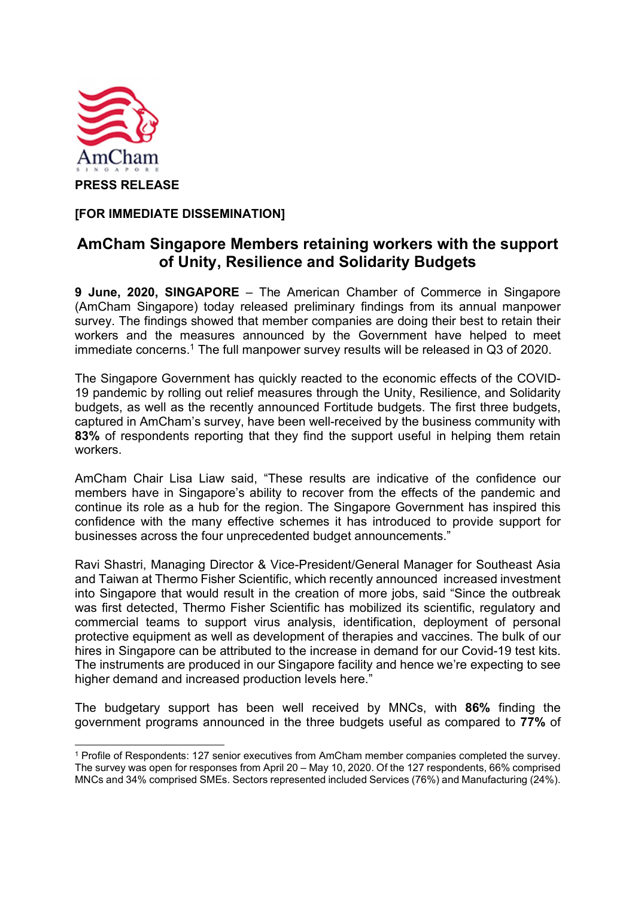AmCham
SINGAPORE

**PRESS RELEASE**

**[FOR IMMEDIATE DISSEMINATION]**

# AmCham Singapore Members retaining workers with the support of Unity, Resilience and Solidarity Budgets

**9 June, 2020, SINGAPORE** – The American Chamber of Commerce in Singapore (AmCham Singapore) today released preliminary findings from its annual manpower survey. The findings showed that member companies are doing their best to retain their workers and the measures announced by the Government have helped to meet immediate concerns.[1] The full manpower survey results will be released in Q3 of 2020.

The Singapore Government has quickly reacted to the economic effects of the COVID-19 pandemic by rolling out relief measures through the Unity, Resilience, and Solidarity budgets, as well as the recently announced Fortitude budgets. The first three budgets, captured in AmCham's survey, have been well-received by the business community with **83%** of respondents reporting that they find the support useful in helping them retain workers.

AmCham Chair Lisa Liaw said, "These results are indicative of the confidence our members have in Singapore's ability to recover from the effects of the pandemic and continue its role as a hub for the region. The Singapore Government has inspired this confidence with the many effective schemes it has introduced to provide support for businesses across the four unprecedented budget announcements."

Ravi Shastri, Managing Director & Vice-President/General Manager for Southeast Asia and Taiwan at Thermo Fisher Scientific, which recently announced increased investment into Singapore that would result in the creation of more jobs, said "Since the outbreak was first detected, Thermo Fisher Scientific has mobilized its scientific, regulatory and commercial teams to support virus analysis, identification, deployment of personal protective equipment as well as development of therapies and vaccines. The bulk of our hires in Singapore can be attributed to the increase in demand for our Covid-19 test kits. The instruments are produced in our Singapore facility and hence we're expecting to see higher demand and increased production levels here."

The budgetary support has been well received by MNCs, with **86%** finding the government programs announced in the three budgets useful as compared to **77%** of

[1] Profile of Respondents: 127 senior executives from AmCham member companies completed the survey. The survey was open for responses from April 20 – May 10, 2020. Of the 127 respondents, 66% comprised MNCs and 34% comprised SMEs. Sectors represented included Services (76%) and Manufacturing (24%).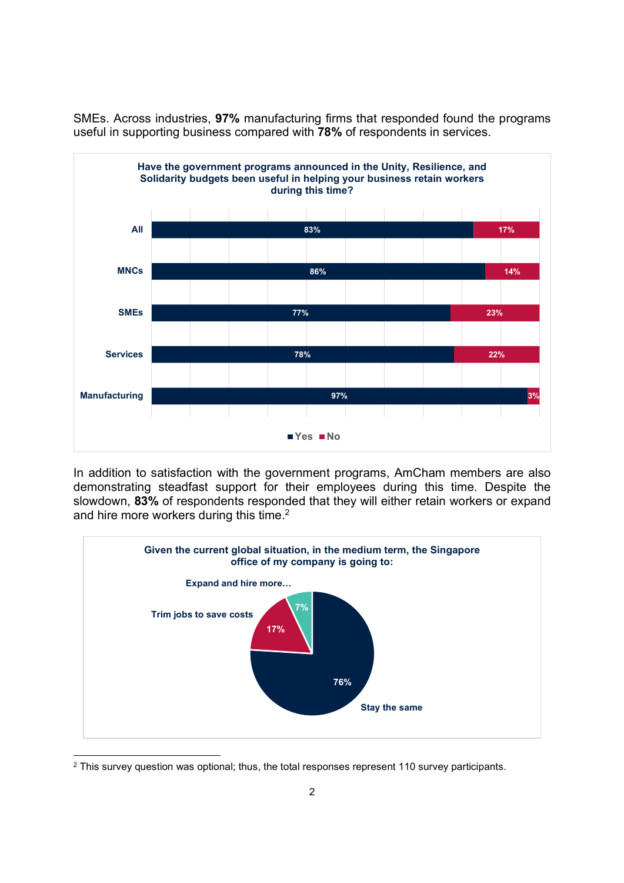SMEs. Across industries, **97%** manufacturing firms that responded found the programs useful in supporting business compared with **78%** of respondents in services.

**Have the government programs announced in the Unity, Resilience, and Solidarity budgets been useful in helping your business retain workers during this time?**

| | Yes | No |
|---|---|---|
| All | 83% | 17% |
| MNCs | 86% | 14% |
| SMEs | 77% | 23% |
| Services | 78% | 22% |
| Manufacturing | 97% | 3% |

In addition to satisfaction with the government programs, AmCham members are also demonstrating steadfast support for their employees during this time. Despite the slowdown, **83%** of respondents responded that they will either retain workers or expand and hire more workers during this time.[2]

**Given the current global situation, in the medium term, the Singapore office of my company is going to:**

| Response | Share |
|---|---|
| Stay the same | 76% |
| Trim jobs to save costs | 17% |
| Expand and hire more… | 7% |

[2] This survey question was optional; thus, the total responses represent 110 survey participants.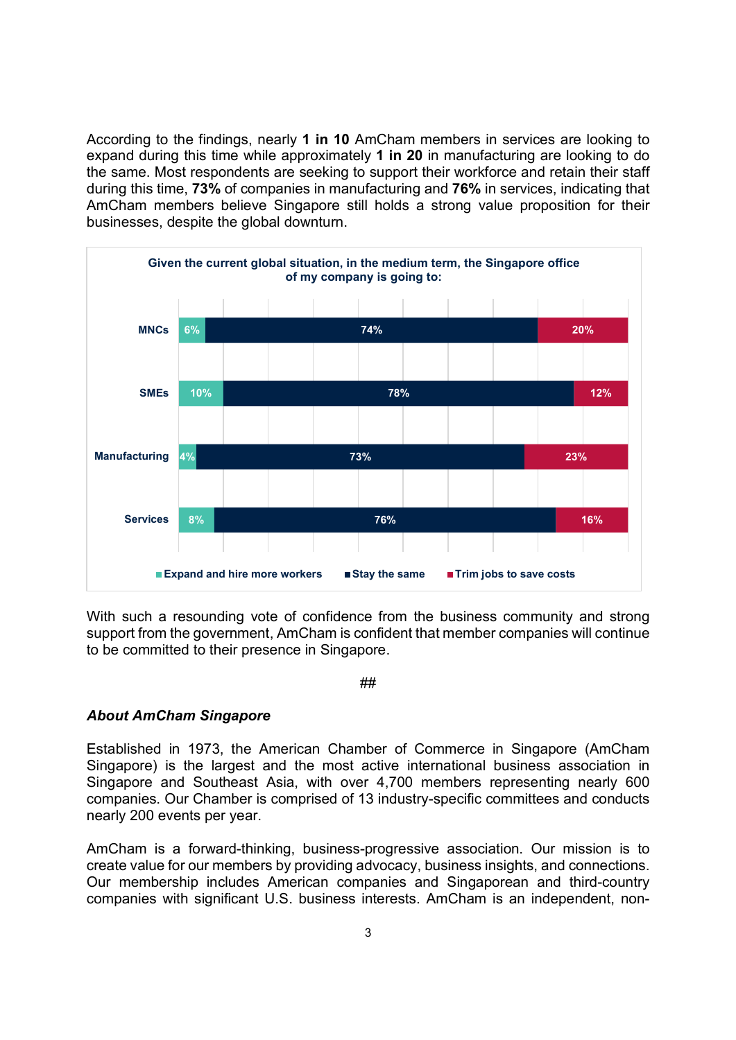According to the findings, nearly **1 in 10** AmCham members in services are looking to expand during this time while approximately **1 in 20** in manufacturing are looking to do the same. Most respondents are seeking to support their workforce and retain their staff during this time, **73%** of companies in manufacturing and **76%** in services, indicating that AmCham members believe Singapore still holds a strong value proposition for their businesses, despite the global downturn.

**Given the current global situation, in the medium term, the Singapore office of my company is going to:**

| | Expand and hire more workers | Stay the same | Trim jobs to save costs |
|---|---|---|---|
| MNCs | 6% | 74% | 20% |
| SMEs | 10% | 78% | 12% |
| Manufacturing | 4% | 73% | 23% |
| Services | 8% | 76% | 16% |

With such a resounding vote of confidence from the business community and strong support from the government, AmCham is confident that member companies will continue to be committed to their presence in Singapore.

##

***About AmCham Singapore***

Established in 1973, the American Chamber of Commerce in Singapore (AmCham Singapore) is the largest and the most active international business association in Singapore and Southeast Asia, with over 4,700 members representing nearly 600 companies. Our Chamber is comprised of 13 industry-specific committees and conducts nearly 200 events per year.

AmCham is a forward-thinking, business-progressive association. Our mission is to create value for our members by providing advocacy, business insights, and connections. Our membership includes American companies and Singaporean and third-country companies with significant U.S. business interests. AmCham is an independent, non-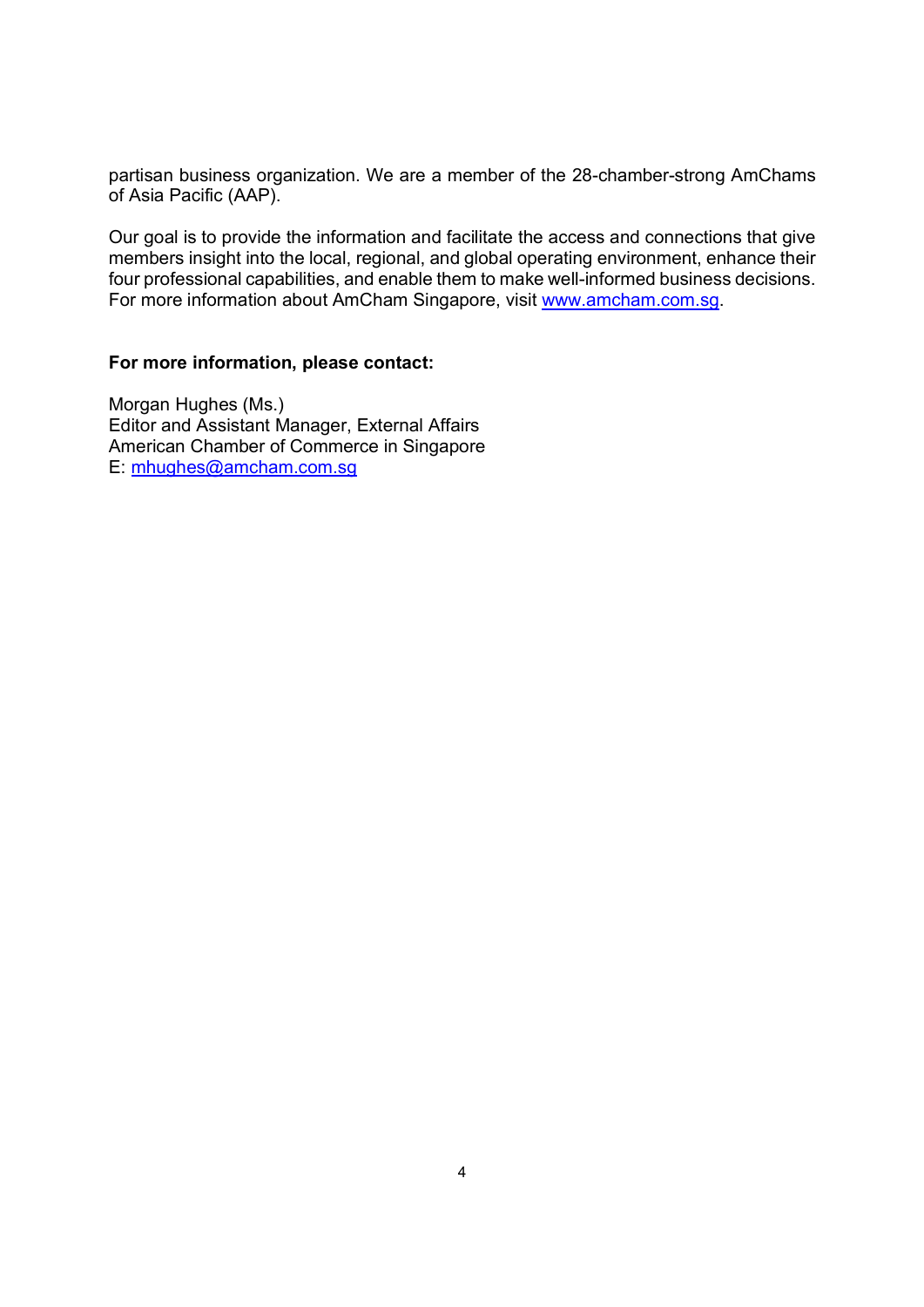partisan business organization. We are a member of the 28-chamber-strong AmChams of Asia Pacific (AAP).

Our goal is to provide the information and facilitate the access and connections that give members insight into the local, regional, and global operating environment, enhance their four professional capabilities, and enable them to make well-informed business decisions. For more information about AmCham Singapore, visit [www.amcham.com.sg](http://www.amcham.com.sg).

**For more information, please contact:**

Morgan Hughes (Ms.)
Editor and Assistant Manager, External Affairs
American Chamber of Commerce in Singapore
E: [mhughes@amcham.com.sg](mailto:mhughes@amcham.com.sg)